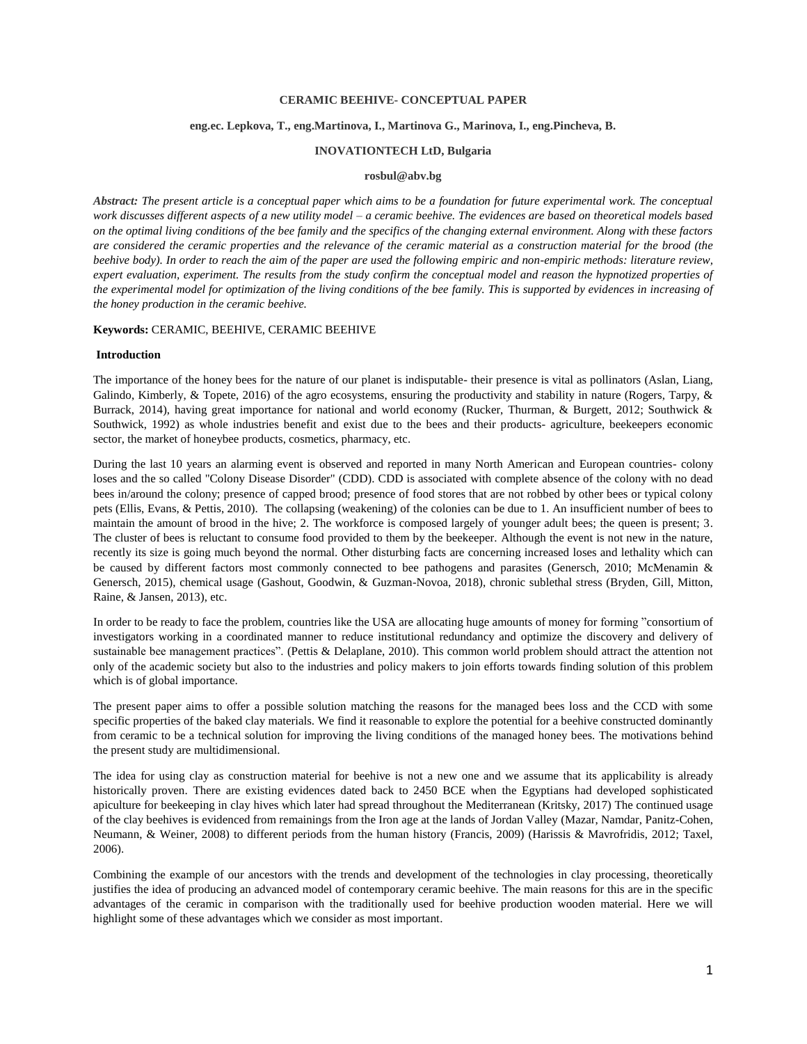# CERAMIC BEEHIVE- CONCEPTUAL PAPER

**eng.ec. Lepkova, T., eng.Martinova, I., Martinova G., Marinova, I., eng.Pincheva, B.**

**INOVATIONTECH LtD, Bulgaria**

**rosbul@abv.bg**

*Abstract: The present article is a conceptual paper which aims to be a foundation for future experimental work. The conceptual work discusses different aspects of a new utility model – a ceramic beehive. The evidences are based on theoretical models based on the optimal living conditions of the bee family and the specifics of the changing external environment. Along with these factors are considered the ceramic properties and the relevance of the ceramic material as a construction material for the brood (the beehive body). In order to reach the aim of the paper are used the following empiric and non-empiric methods: literature review, expert evaluation, experiment. The results from the study confirm the conceptual model and reason the hypnotized properties of the experimental model for optimization of the living conditions of the bee family. This is supported by evidences in increasing of the honey production in the ceramic beehive.*

**Keywords:** CERAMIC, BEEHIVE, CERAMIC BEEHIVE

## Introduction

The importance of the honey bees for the nature of our planet is indisputable- their presence is vital as pollinators (Aslan, Liang, Galindo, Kimberly, & Topete, 2016) of the agro ecosystems, ensuring the productivity and stability in nature (Rogers, Tarpy, & Burrack, 2014), having great importance for national and world economy (Rucker, Thurman, & Burgett, 2012; Southwick & Southwick, 1992) as whole industries benefit and exist due to the bees and their products- agriculture, beekeepers economic sector, the market of honeybee products, cosmetics, pharmacy, etc.

During the last 10 years an alarming event is observed and reported in many North American and European countries- colony loses and the so called "Colony Disease Disorder" (CDD). CDD is associated with complete absence of the colony with no dead bees in/around the colony; presence of capped brood; presence of food stores that are not robbed by other bees or typical colony pets (Ellis, Evans, & Pettis, 2010). The collapsing (weakening) of the colonies can be due to 1. An insufficient number of bees to maintain the amount of brood in the hive; 2. The workforce is composed largely of younger adult bees; the queen is present; 3. The cluster of bees is reluctant to consume food provided to them by the beekeeper. Although the event is not new in the nature, recently its size is going much beyond the normal. Other disturbing facts are concerning increased loses and lethality which can be caused by different factors most commonly connected to bee pathogens and parasites (Genersch, 2010; McMenamin & Genersch, 2015), chemical usage (Gashout, Goodwin, & Guzman-Novoa, 2018), chronic sublethal stress (Bryden, Gill, Mitton, Raine, & Jansen, 2013), etc.

In order to be ready to face the problem, countries like the USA are allocating huge amounts of money for forming "consortium of investigators working in a coordinated manner to reduce institutional redundancy and optimize the discovery and delivery of sustainable bee management practices". (Pettis & Delaplane, 2010). This common world problem should attract the attention not only of the academic society but also to the industries and policy makers to join efforts towards finding solution of this problem which is of global importance.

The present paper aims to offer a possible solution matching the reasons for the managed bees loss and the CCD with some specific properties of the baked clay materials. We find it reasonable to explore the potential for a beehive constructed dominantly from ceramic to be a technical solution for improving the living conditions of the managed honey bees. The motivations behind the present study are multidimensional.

The idea for using clay as construction material for beehive is not a new one and we assume that its applicability is already historically proven. There are existing evidences dated back to 2450 BCE when the Egyptians had developed sophisticated apiculture for beekeeping in clay hives which later had spread throughout the Mediterranean (Kritsky, 2017) The continued usage of the clay beehives is evidenced from remainings from the Iron age at the lands of Jordan Valley (Mazar, Namdar, Panitz-Cohen, Neumann, & Weiner, 2008) to different periods from the human history (Francis, 2009) (Harissis & Mavrofridis, 2012; Taxel, 2006).

Combining the example of our ancestors with the trends and development of the technologies in clay processing, theoretically justifies the idea of producing an advanced model of contemporary ceramic beehive. The main reasons for this are in the specific advantages of the ceramic in comparison with the traditionally used for beehive production wooden material. Here we will highlight some of these advantages which we consider as most important.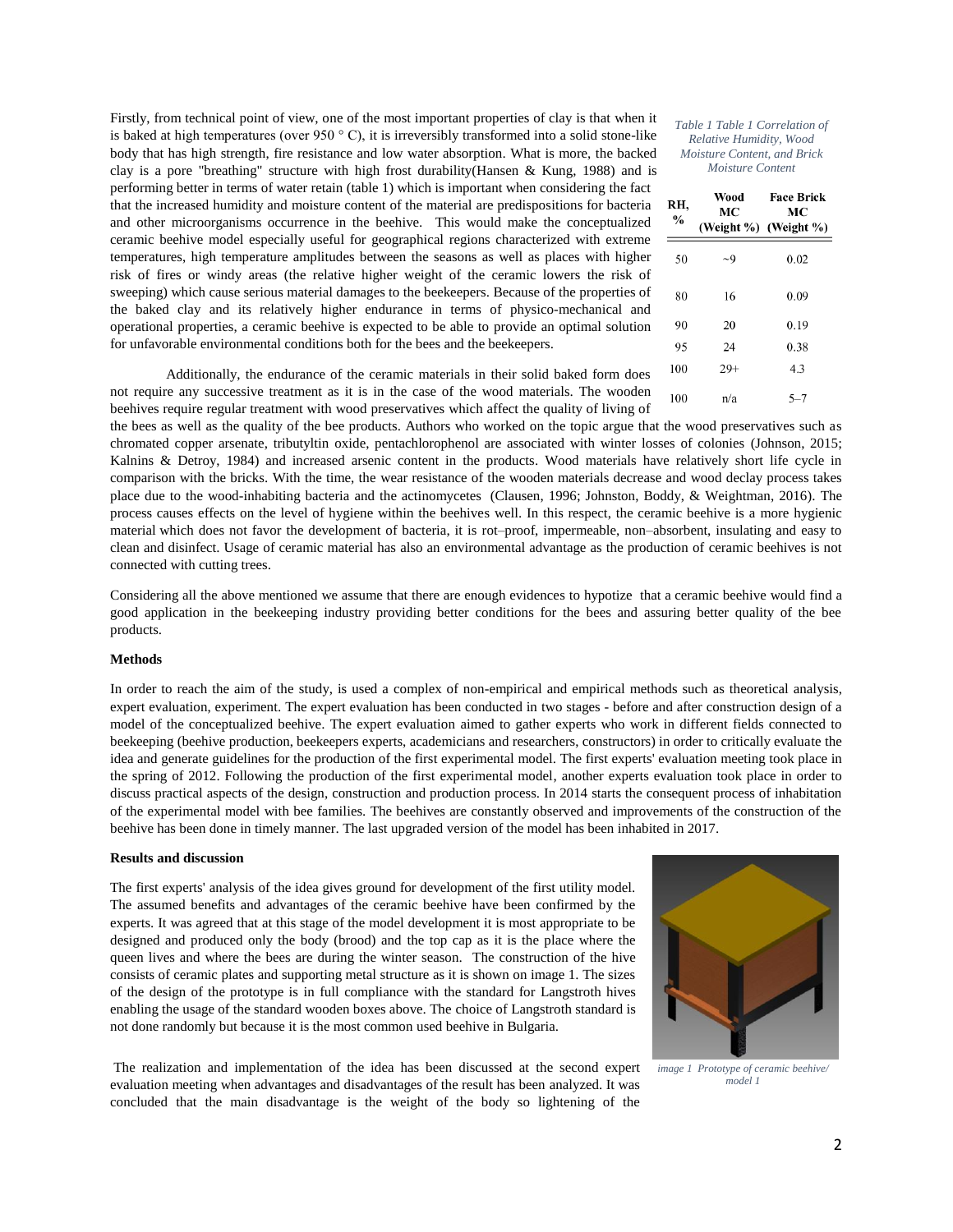Firstly, from technical point of view, one of the most important properties of clay is that when it is baked at high temperatures (over 950 ° C), it is irreversibly transformed into a solid stone-like body that has high strength, fire resistance and low water absorption. What is more, the backed clay is a pore "breathing" structure with high frost durability(Hansen & Kung, 1988) and is performing better in terms of water retain (table 1) which is important when considering the fact that the increased humidity and moisture content of the material are predispositions for bacteria and other microorganisms occurrence in the beehive. This would make the conceptualized ceramic beehive model especially useful for geographical regions characterized with extreme temperatures, high temperature amplitudes between the seasons as well as places with higher risk of fires or windy areas (the relative higher weight of the ceramic lowers the risk of sweeping) which cause serious material damages to the beekeepers. Because of the properties of the baked clay and its relatively higher endurance in terms of physico-mechanical and operational properties, a ceramic beehive is expected to be able to provide an optimal solution for unfavorable environmental conditions both for the bees and the beekeepers.

*Table 1 Table 1 Correlation of Relative Humidity, Wood Moisture Content, and Brick Moisture Content*

| RH, % | Wood MC (Weight %) | Face Brick MC (Weight %) |
|---|---|---|
| 50 | ~9 | 0.02 |
| 80 | 16 | 0.09 |
| 90 | 20 | 0.19 |
| 95 | 24 | 0.38 |
| 100 | 29+ | 4.3 |
| 100 | n/a | 5–7 |

Additionally, the endurance of the ceramic materials in their solid baked form does not require any successive treatment as it is in the case of the wood materials. The wooden beehives require regular treatment with wood preservatives which affect the quality of living of the bees as well as the quality of the bee products. Authors who worked on the topic argue that the wood preservatives such as chromated copper arsenate, tributyltin oxide, pentachlorophenol are associated with winter losses of colonies (Johnson, 2015; Kalnins & Detroy, 1984) and increased arsenic content in the products. Wood materials have relatively short life cycle in comparison with the bricks. With the time, the wear resistance of the wooden materials decrease and wood declay process takes place due to the wood-inhabiting bacteria and the actinomycetes (Clausen, 1996; Johnston, Boddy, & Weightman, 2016). The process causes effects on the level of hygiene within the beehives well. In this respect, the ceramic beehive is a more hygienic material which does not favor the development of bacteria, it is rot–proof, impermeable, non–absorbent, insulating and easy to clean and disinfect. Usage of ceramic material has also an environmental advantage as the production of ceramic beehives is not connected with cutting trees.

Considering all the above mentioned we assume that there are enough evidences to hypotize that a ceramic beehive would find a good application in the beekeeping industry providing better conditions for the bees and assuring better quality of the bee products.

**Methods**

In order to reach the aim of the study, is used a complex of non-empirical and empirical methods such as theoretical analysis, expert evaluation, experiment. The expert evaluation has been conducted in two stages - before and after construction design of a model of the conceptualized beehive. The expert evaluation aimed to gather experts who work in different fields connected to beekeeping (beehive production, beekeepers experts, academicians and researchers, constructors) in order to critically evaluate the idea and generate guidelines for the production of the first experimental model. The first experts' evaluation meeting took place in the spring of 2012. Following the production of the first experimental model, another experts evaluation took place in order to discuss practical aspects of the design, construction and production process. In 2014 starts the consequent process of inhabitation of the experimental model with bee families. The beehives are constantly observed and improvements of the construction of the beehive has been done in timely manner. The last upgraded version of the model has been inhabited in 2017.

**Results and discussion**

The first experts' analysis of the idea gives ground for development of the first utility model. The assumed benefits and advantages of the ceramic beehive have been confirmed by the experts. It was agreed that at this stage of the model development it is most appropriate to be designed and produced only the body (brood) and the top cap as it is the place where the queen lives and where the bees are during the winter season. The construction of the hive consists of ceramic plates and supporting metal structure as it is shown on image 1. The sizes of the design of the prototype is in full compliance with the standard for Langstroth hives enabling the usage of the standard wooden boxes above. The choice of Langstroth standard is not done randomly but because it is the most common used beehive in Bulgaria.

*image 1 Prototype of ceramic beehive/ model 1*

The realization and implementation of the idea has been discussed at the second expert evaluation meeting when advantages and disadvantages of the result has been analyzed. It was concluded that the main disadvantage is the weight of the body so lightening of the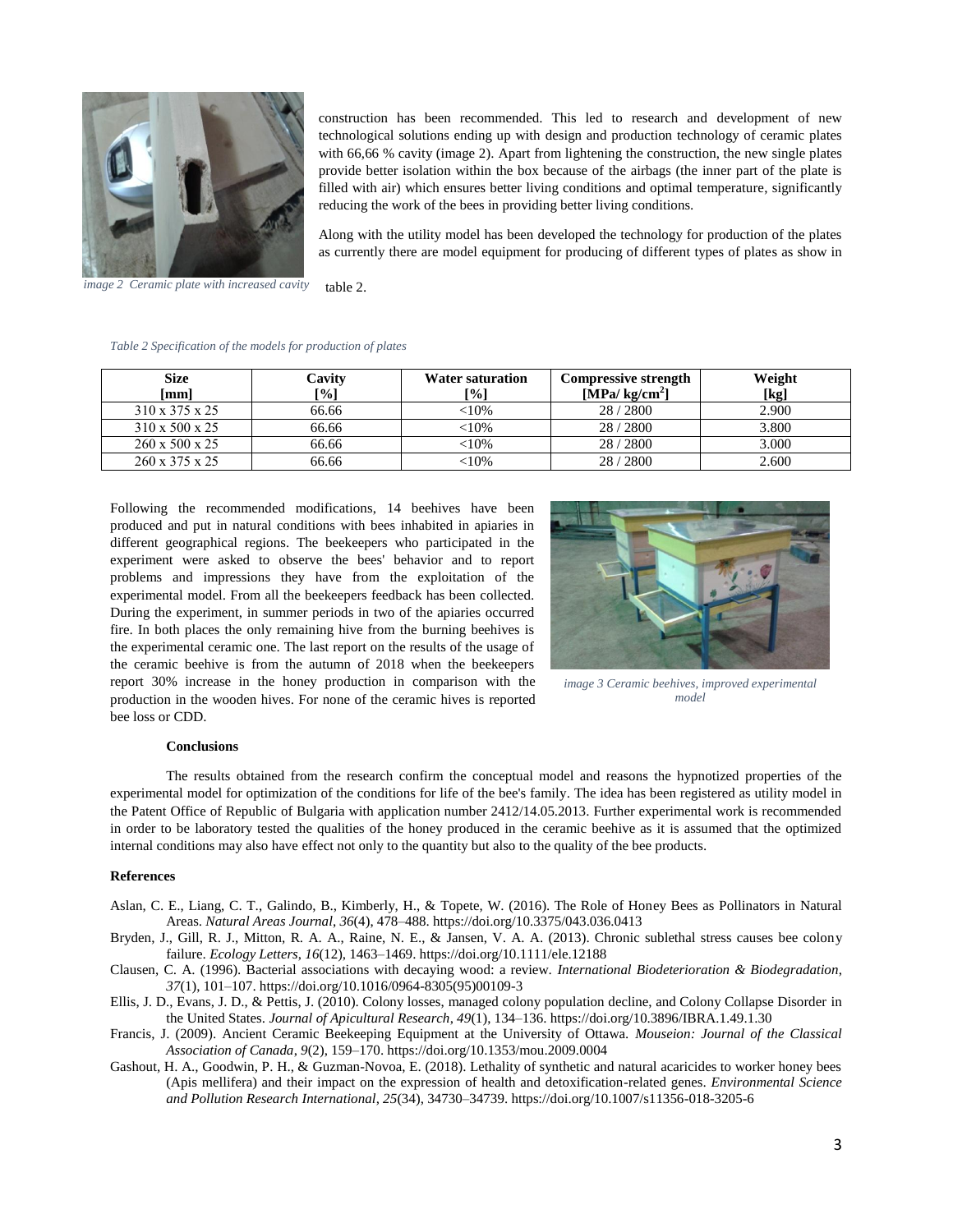construction has been recommended. This led to research and development of new technological solutions ending up with design and production technology of ceramic plates with 66,66 % cavity (image 2). Apart from lightening the construction, the new single plates provide better isolation within the box because of the airbags (the inner part of the plate is filled with air) which ensures better living conditions and optimal temperature, significantly reducing the work of the bees in providing better living conditions.

*image 2 Ceramic plate with increased cavity*

Along with the utility model has been developed the technology for production of the plates as currently there are model equipment for producing of different types of plates as show in table 2.

*Table 2 Specification of the models for production of plates*

| Size [mm] | Cavity [%] | Water saturation [%] | Compressive strength [MPa/ kg/cm$^2$] | Weight [kg] |
|---|---|---|---|---|
| 310 x 375 x 25 | 66.66 | <10% | 28 / 2800 | 2.900 |
| 310 x 500 x 25 | 66.66 | <10% | 28 / 2800 | 3.800 |
| 260 x 500 x 25 | 66.66 | <10% | 28 / 2800 | 3.000 |
| 260 x 375 x 25 | 66.66 | <10% | 28 / 2800 | 2.600 |

Following the recommended modifications, 14 beehives have been produced and put in natural conditions with bees inhabited in apiaries in different geographical regions. The beekeepers who participated in the experiment were asked to observe the bees' behavior and to report problems and impressions they have from the exploitation of the experimental model. From all the beekeepers feedback has been collected. During the experiment, in summer periods in two of the apiaries occurred fire. In both places the only remaining hive from the burning beehives is the experimental ceramic one. The last report on the results of the usage of the ceramic beehive is from the autumn of 2018 when the beekeepers report 30% increase in the honey production in comparison with the production in the wooden hives. For none of the ceramic hives is reported bee loss or CDD.

*image 3 Ceramic beehives, improved experimental model*

**Conclusions**

The results obtained from the research confirm the conceptual model and reasons the hypnotized properties of the experimental model for optimization of the conditions for life of the bee's family. The idea has been registered as utility model in the Patent Office of Republic of Bulgaria with application number 2412/14.05.2013. Further experimental work is recommended in order to be laboratory tested the qualities of the honey produced in the ceramic beehive as it is assumed that the optimized internal conditions may also have effect not only to the quantity but also to the quality of the bee products.

**References**

Aslan, C. E., Liang, C. T., Galindo, B., Kimberly, H., & Topete, W. (2016). The Role of Honey Bees as Pollinators in Natural Areas. *Natural Areas Journal*, *36*(4), 478–488. https://doi.org/10.3375/043.036.0413

Bryden, J., Gill, R. J., Mitton, R. A. A., Raine, N. E., & Jansen, V. A. A. (2013). Chronic sublethal stress causes bee colony failure. *Ecology Letters*, *16*(12), 1463–1469. https://doi.org/10.1111/ele.12188

Clausen, C. A. (1996). Bacterial associations with decaying wood: a review. *International Biodeterioration & Biodegradation*, *37*(1), 101–107. https://doi.org/10.1016/0964-8305(95)00109-3

Ellis, J. D., Evans, J. D., & Pettis, J. (2010). Colony losses, managed colony population decline, and Colony Collapse Disorder in the United States. *Journal of Apicultural Research*, *49*(1), 134–136. https://doi.org/10.3896/IBRA.1.49.1.30

Francis, J. (2009). Ancient Ceramic Beekeeping Equipment at the University of Ottawa. *Mouseion: Journal of the Classical Association of Canada*, *9*(2), 159–170. https://doi.org/10.1353/mou.2009.0004

Gashout, H. A., Goodwin, P. H., & Guzman-Novoa, E. (2018). Lethality of synthetic and natural acaricides to worker honey bees (Apis mellifera) and their impact on the expression of health and detoxification-related genes. *Environmental Science and Pollution Research International*, *25*(34), 34730–34739. https://doi.org/10.1007/s11356-018-3205-6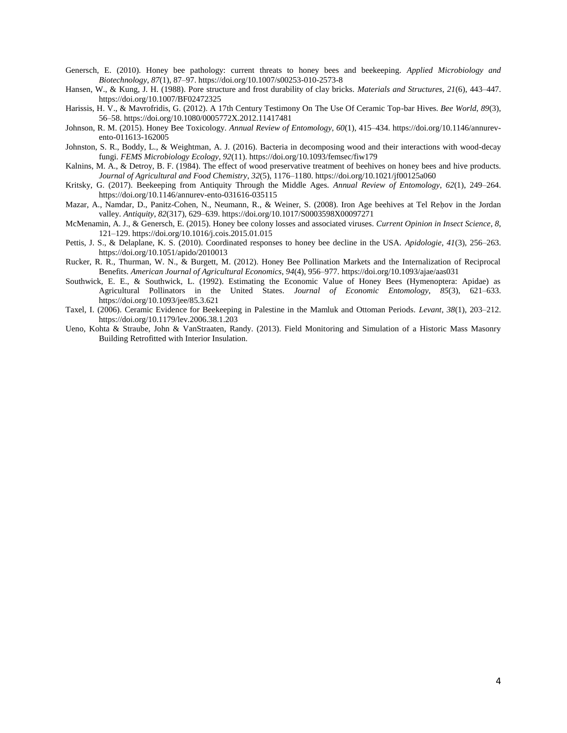Genersch, E. (2010). Honey bee pathology: current threats to honey bees and beekeeping. *Applied Microbiology and Biotechnology*, *87*(1), 87–97. https://doi.org/10.1007/s00253-010-2573-8

Hansen, W., & Kung, J. H. (1988). Pore structure and frost durability of clay bricks. *Materials and Structures*, *21*(6), 443–447. https://doi.org/10.1007/BF02472325

Harissis, H. V., & Mavrofridis, G. (2012). A 17th Century Testimony On The Use Of Ceramic Top-bar Hives. *Bee World*, *89*(3), 56–58. https://doi.org/10.1080/0005772X.2012.11417481

Johnson, R. M. (2015). Honey Bee Toxicology. *Annual Review of Entomology*, *60*(1), 415–434. https://doi.org/10.1146/annurev-ento-011613-162005

Johnston, S. R., Boddy, L., & Weightman, A. J. (2016). Bacteria in decomposing wood and their interactions with wood-decay fungi. *FEMS Microbiology Ecology*, *92*(11). https://doi.org/10.1093/femsec/fiw179

Kalnins, M. A., & Detroy, B. F. (1984). The effect of wood preservative treatment of beehives on honey bees and hive products. *Journal of Agricultural and Food Chemistry*, *32*(5), 1176–1180. https://doi.org/10.1021/jf00125a060

Kritsky, G. (2017). Beekeeping from Antiquity Through the Middle Ages. *Annual Review of Entomology*, *62*(1), 249–264. https://doi.org/10.1146/annurev-ento-031616-035115

Mazar, A., Namdar, D., Panitz-Cohen, N., Neumann, R., & Weiner, S. (2008). Iron Age beehives at Tel Reḥov in the Jordan valley. *Antiquity*, *82*(317), 629–639. https://doi.org/10.1017/S0003598X00097271

McMenamin, A. J., & Genersch, E. (2015). Honey bee colony losses and associated viruses. *Current Opinion in Insect Science*, *8*, 121–129. https://doi.org/10.1016/j.cois.2015.01.015

Pettis, J. S., & Delaplane, K. S. (2010). Coordinated responses to honey bee decline in the USA. *Apidologie*, *41*(3), 256–263. https://doi.org/10.1051/apido/2010013

Rucker, R. R., Thurman, W. N., & Burgett, M. (2012). Honey Bee Pollination Markets and the Internalization of Reciprocal Benefits. *American Journal of Agricultural Economics*, *94*(4), 956–977. https://doi.org/10.1093/ajae/aas031

Southwick, E. E., & Southwick, L. (1992). Estimating the Economic Value of Honey Bees (Hymenoptera: Apidae) as Agricultural Pollinators in the United States. *Journal of Economic Entomology*, *85*(3), 621–633. https://doi.org/10.1093/jee/85.3.621

Taxel, I. (2006). Ceramic Evidence for Beekeeping in Palestine in the Mamluk and Ottoman Periods. *Levant*, *38*(1), 203–212. https://doi.org/10.1179/lev.2006.38.1.203

Ueno, Kohta & Straube, John & VanStraaten, Randy. (2013). Field Monitoring and Simulation of a Historic Mass Masonry Building Retrofitted with Interior Insulation.